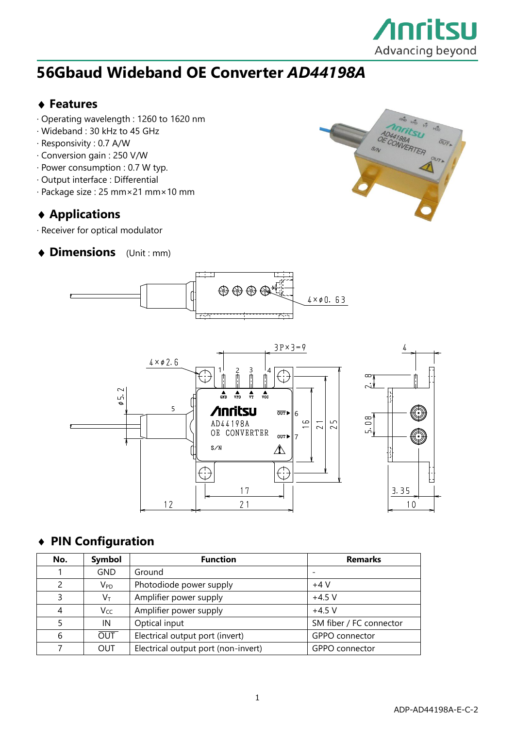# 56Gbaud Wideband OE Converter *AD44198A*

## ◆ Features

- Operating wavelength : 1260 to 1620 nm
- Wideband : 30 kHz to 45 GHz
- Responsivity : 0.7 A/W
- Conversion gain : 250 V/W
- Power consumption : 0.7 W typ.
- Output interface : Differential
- Package size : 25 mm×21 mm×10 mm

## ◆ Applications

- Receiver for optical modulator

## ◆ Dimensions (Unit : mm)

## ◆ PIN Configuration

| No. | Symbol | Function | Remarks |
|---|---|---|---|
| 1 | GND | Ground | - |
| 2 | $V_{PD}$ | Photodiode power supply | +4 V |
| 3 | $V_{T}$ | Amplifier power supply | +4.5 V |
| 4 | $V_{CC}$ | Amplifier power supply | +4.5 V |
| 5 | IN | Optical input | SM fiber / FC connector |
| 6 | $\overline{OUT}$ | Electrical output port (invert) | GPPO connector |
| 7 | OUT | Electrical output port (non-invert) | GPPO connector |

ADP-AD44198A-E-C-2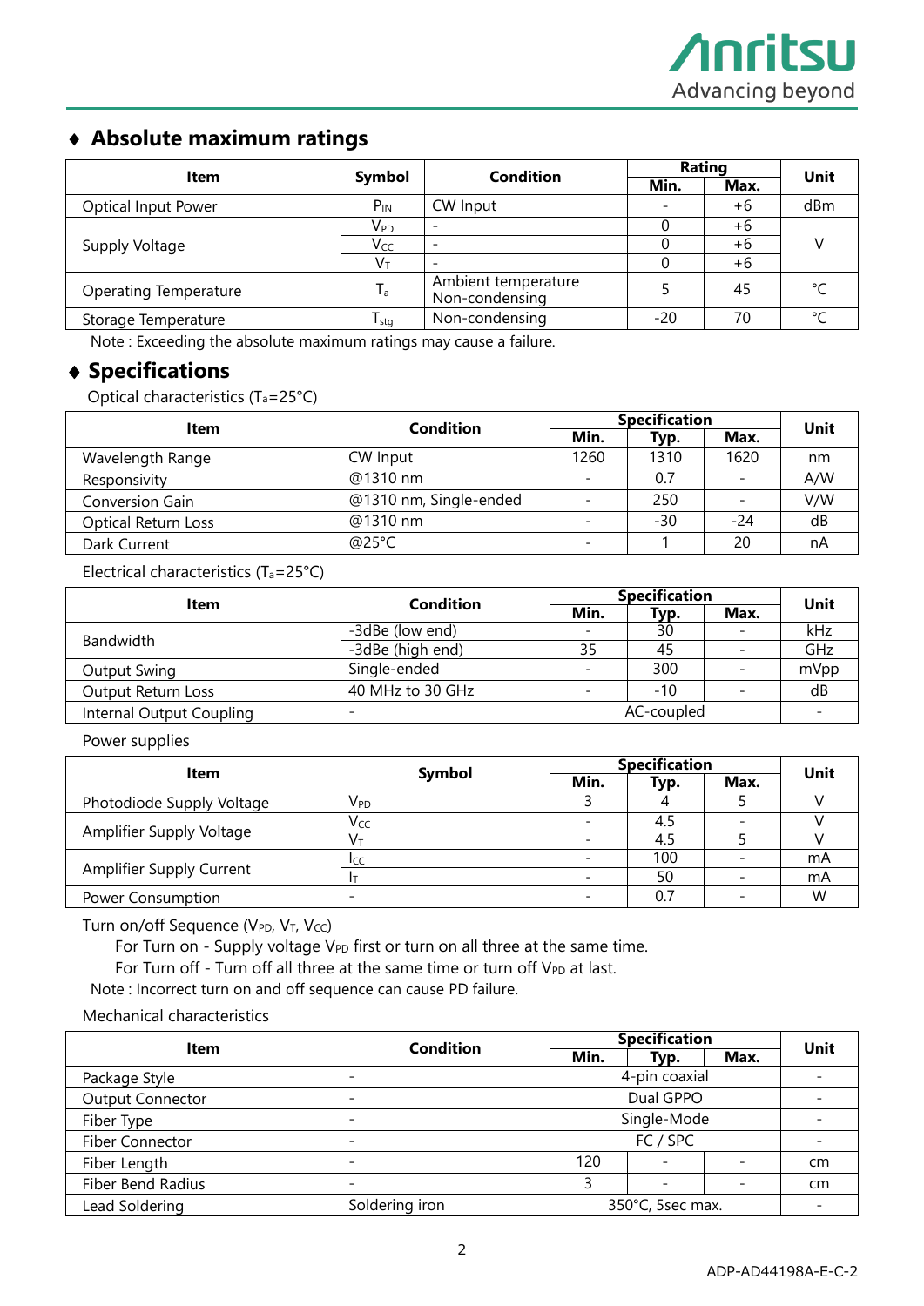## ♦ Absolute maximum ratings

| Item | Symbol | Condition | Rating | | Unit |
|---|---|---|---|---|---|
| | | | Min. | Max. | |
| Optical Input Power | $P_{IN}$ | CW Input | - | +6 | dBm |
| Supply Voltage | $V_{PD}$ | - | 0 | +6 | V |
| | $V_{CC}$ | - | 0 | +6 | |
| | $V_T$ | - | 0 | +6 | |
| Operating Temperature | $T_a$ | Ambient temperature Non-condensing | 5 | 45 | °C |
| Storage Temperature | $T_{stg}$ | Non-condensing | -20 | 70 | °C |

Note : Exceeding the absolute maximum ratings may cause a failure.

## ♦ Specifications

Optical characteristics ($T_a$=25°C)

| Item | Condition | Specification | | | Unit |
|---|---|---|---|---|---|
| | | Min. | Typ. | Max. | |
| Wavelength Range | CW Input | 1260 | 1310 | 1620 | nm |
| Responsivity | @1310 nm | - | 0.7 | - | A/W |
| Conversion Gain | @1310 nm, Single-ended | - | 250 | - | V/W |
| Optical Return Loss | @1310 nm | - | -30 | -24 | dB |
| Dark Current | @25°C | - | 1 | 20 | nA |

Electrical characteristics ($T_a$=25°C)

| Item | Condition | Specification | | | Unit |
|---|---|---|---|---|---|
| | | Min. | Typ. | Max. | |
| Bandwidth | -3dBe (low end) | - | 30 | - | kHz |
| | -3dBe (high end) | 35 | 45 | - | GHz |
| Output Swing | Single-ended | - | 300 | - | mVpp |
| Output Return Loss | 40 MHz to 30 GHz | - | -10 | - | dB |
| Internal Output Coupling | - | AC-coupled | | | - |

Power supplies

| Item | Symbol | Specification | | | Unit |
|---|---|---|---|---|---|
| | | Min. | Typ. | Max. | |
| Photodiode Supply Voltage | $V_{PD}$ | 3 | 4 | 5 | V |
| Amplifier Supply Voltage | $V_{CC}$ | - | 4.5 | - | V |
| | $V_T$ | - | 4.5 | 5 | V |
| Amplifier Supply Current | $I_{CC}$ | - | 100 | - | mA |
| | $I_T$ | - | 50 | - | mA |
| Power Consumption | - | - | 0.7 | - | W |

Turn on/off Sequence ($V_{PD}$, $V_T$, $V_{CC}$)

For Turn on - Supply voltage $V_{PD}$ first or turn on all three at the same time.

For Turn off - Turn off all three at the same time or turn off $V_{PD}$ at last.

Note : Incorrect turn on and off sequence can cause PD failure.

Mechanical characteristics

| Item | Condition | Specification | | | Unit |
|---|---|---|---|---|---|
| | | Min. | Typ. | Max. | |
| Package Style | - | 4-pin coaxial | | | - |
| Output Connector | - | Dual GPPO | | | - |
| Fiber Type | - | Single-Mode | | | - |
| Fiber Connector | - | FC / SPC | | | - |
| Fiber Length | - | 120 | - | - | cm |
| Fiber Bend Radius | - | 3 | - | - | cm |
| Lead Soldering | Soldering iron | 350°C, 5sec max. | | | - |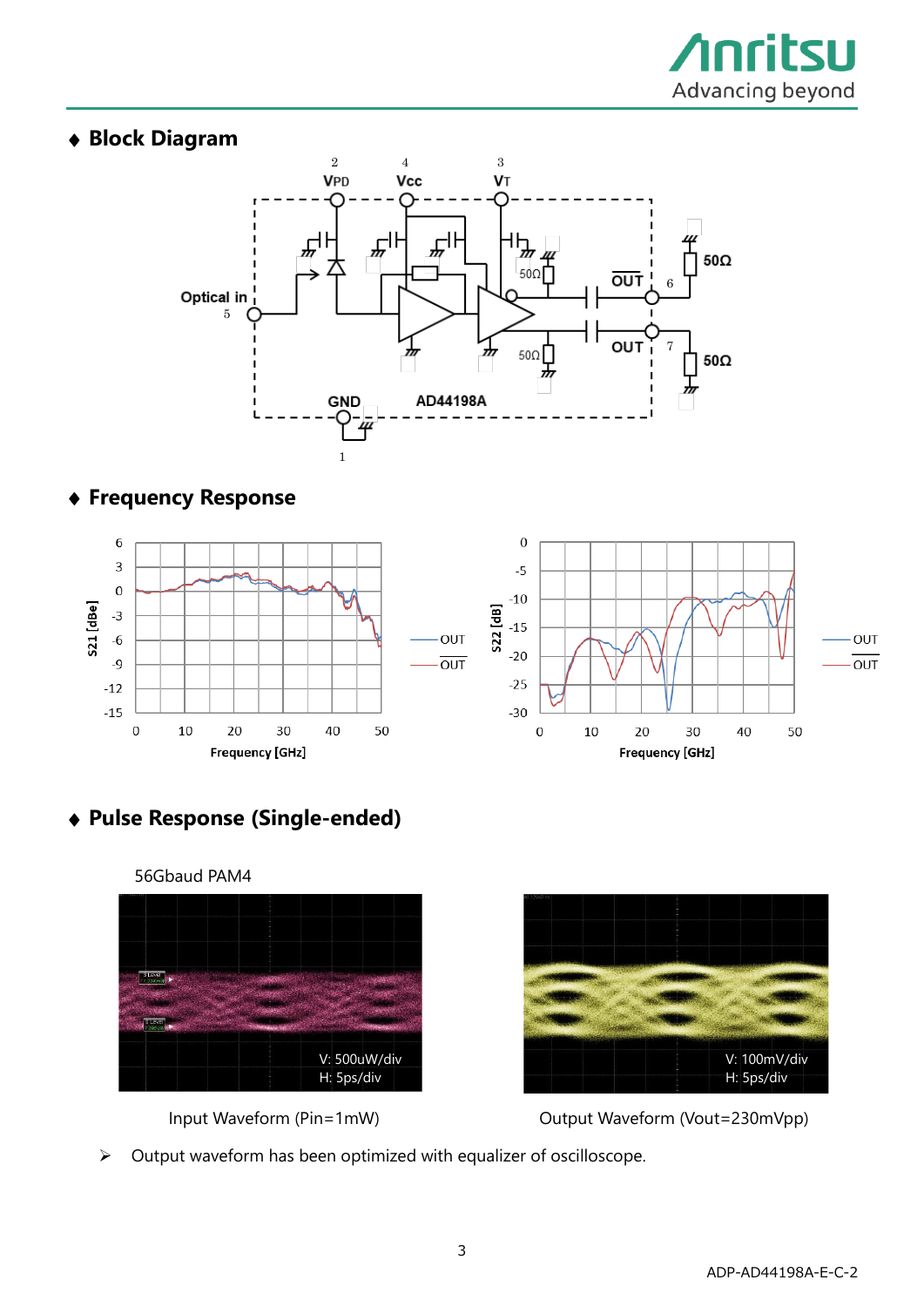## ◆ Block Diagram

## ◆ Frequency Response

## ◆ Pulse Response (Single-ended)

56Gbaud PAM4

Input Waveform (Pin=1mW)

Output Waveform (Vout=230mVpp)

➢ Output waveform has been optimized with equalizer of oscilloscope.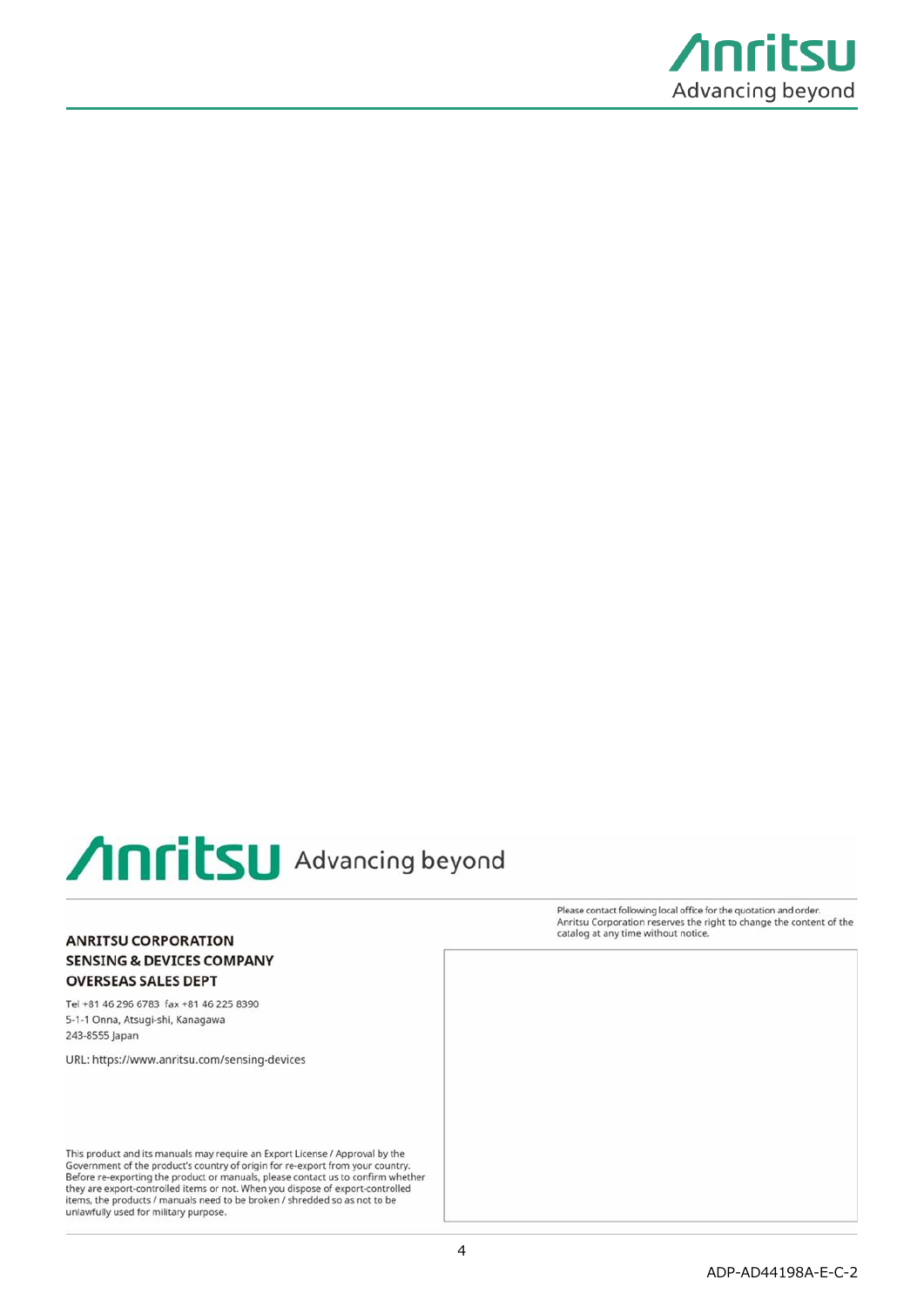Anritsu Advancing beyond

Please contact following local office for the quotation and order.
Anritsu Corporation reserves the right to change the content of the catalog at any time without notice.

**ANRITSU CORPORATION**
**SENSING & DEVICES COMPANY**
**OVERSEAS SALES DEPT**

Tel +81 46 296 6783 fax +81 46 225 8390
5-1-1 Onna, Atsugi-shi, Kanagawa
243-8555 Japan

URL: https://www.anritsu.com/sensing-devices

This product and its manuals may require an Export License / Approval by the Government of the product's country of origin for re-export from your country. Before re-exporting the product or manuals, please contact us to confirm whether they are export-controlled items or not. When you dispose of export-controlled items, the products / manuals need to be broken / shredded so as not to be unlawfully used for military purpose.

ADP-AD44198A-E-C-2